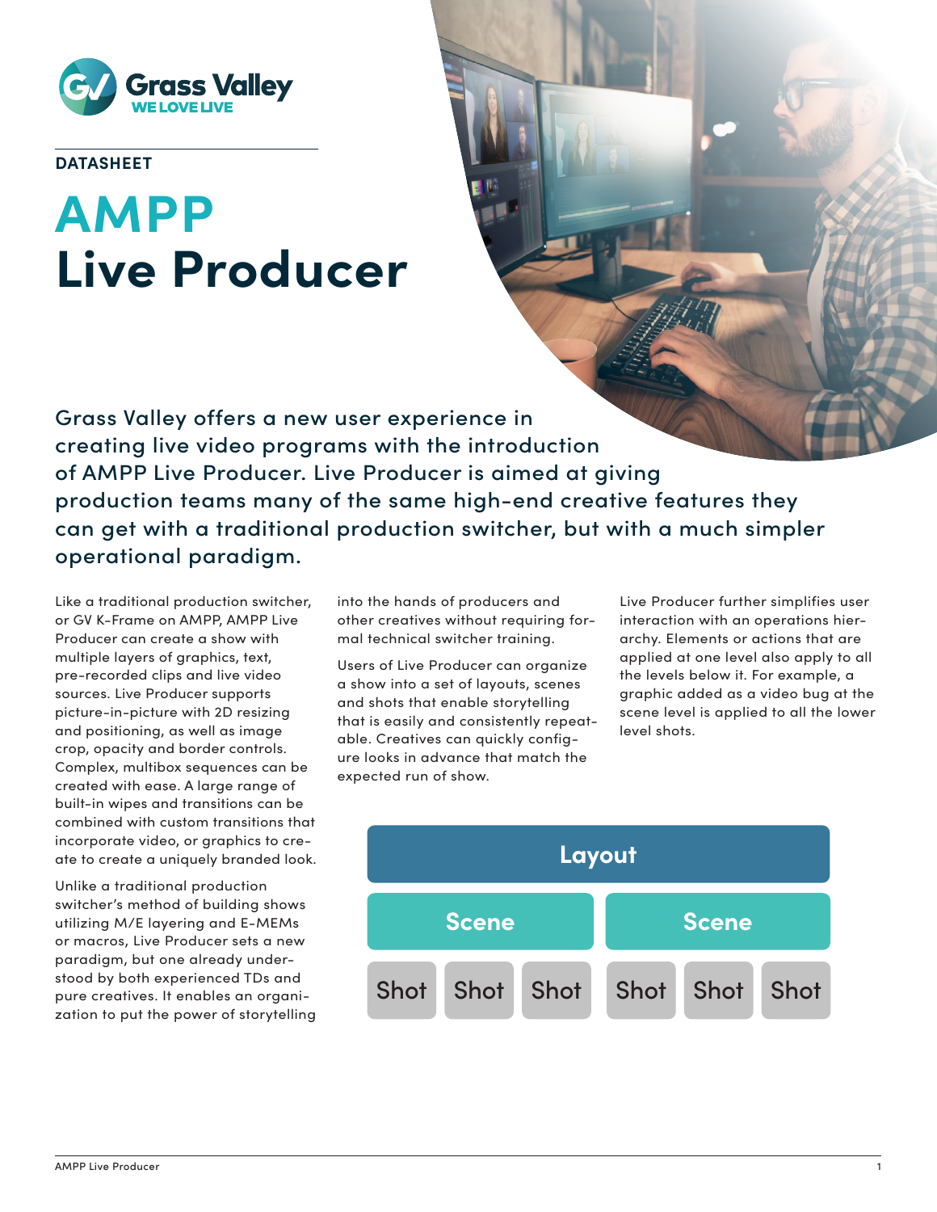DATASHEET

# AMPP Live Producer

Grass Valley offers a new user experience in creating live video programs with the introduction of AMPP Live Producer. Live Producer is aimed at giving production teams many of the same high-end creative features they can get with a traditional production switcher, but with a much simpler operational paradigm.

Like a traditional production switcher, or GV K-Frame on AMPP, AMPP Live Producer can create a show with multiple layers of graphics, text, pre-recorded clips and live video sources. Live Producer supports picture-in-picture with 2D resizing and positioning, as well as image crop, opacity and border controls. Complex, multibox sequences can be created with ease. A large range of built-in wipes and transitions can be combined with custom transitions that incorporate video, or graphics to create a uniquely branded look.

Unlike a traditional production switcher's method of building shows utilizing M/E layering and E-MEMs or macros, Live Producer sets a new paradigm, but one already understood by both experienced TDs and pure creatives. It enables an organization to put the power of storytelling into the hands of producers and other creatives without requiring formal technical switcher training.

Users of Live Producer can organize a show into a set of layouts, scenes and shots that enable storytelling that is easily and consistently repeatable. Creatives can quickly configure looks in advance that match the expected run of show.

Live Producer further simplifies user interaction with an operations hierarchy. Elements or actions that are applied at one level also apply to all the levels below it. For example, a graphic added as a video bug at the scene level is applied to all the lower level shots.

| Layout | | | | | |
|---|---|---|---|---|---|
| Scene | | | Scene | | |
| Shot | Shot | Shot | Shot | Shot | Shot |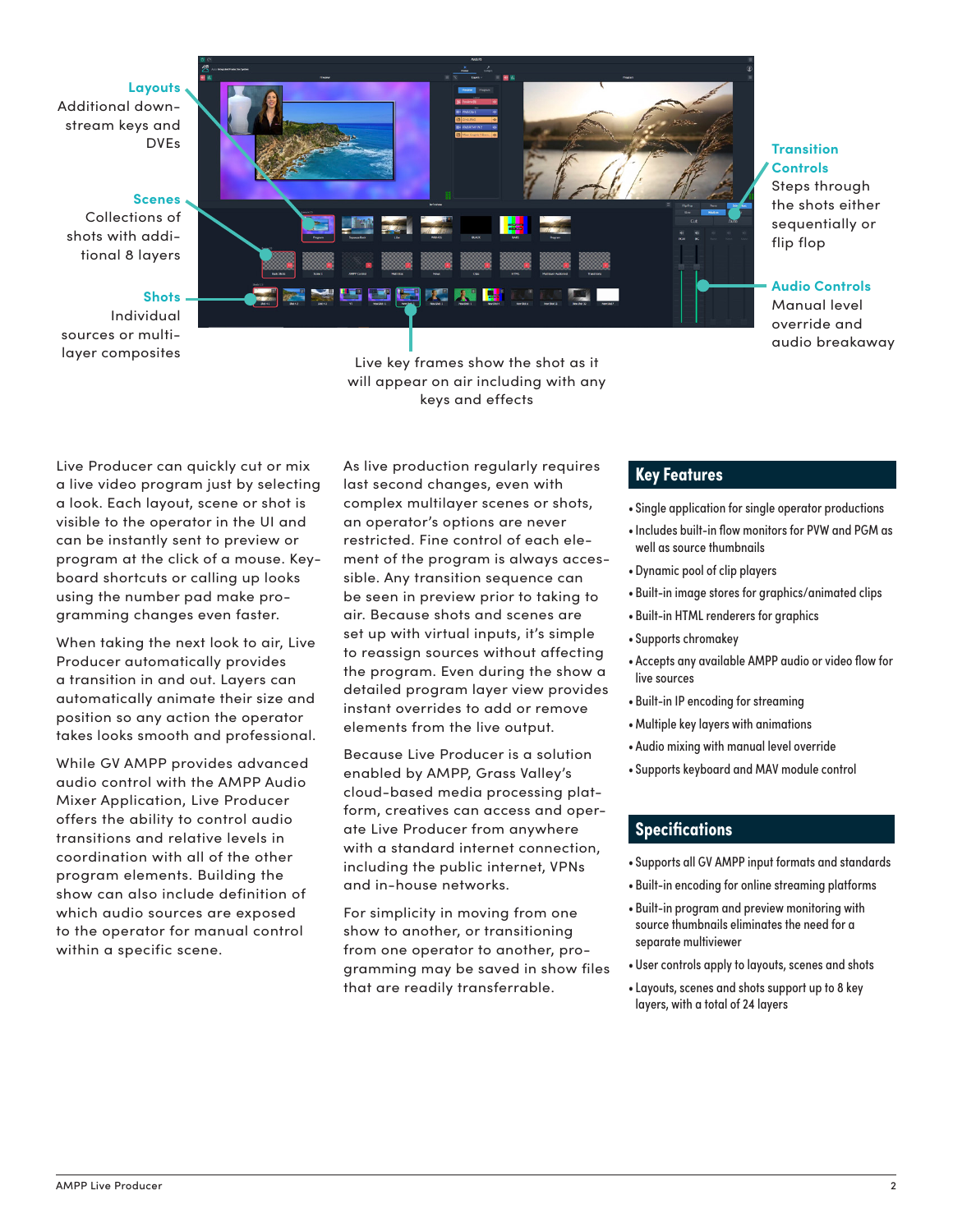**Layouts**
Additional downstream keys and DVEs

**Scenes**
Collections of shots with additional 8 layers

**Shots**
Individual sources or multi-layer composites

**Transition Controls**
Steps through the shots either sequentially or flip flop

**Audio Controls**
Manual level override and audio breakaway

Live key frames show the shot as it will appear on air including with any keys and effects

Live Producer can quickly cut or mix a live video program just by selecting a look. Each layout, scene or shot is visible to the operator in the UI and can be instantly sent to preview or program at the click of a mouse. Keyboard shortcuts or calling up looks using the number pad make programming changes even faster.

When taking the next look to air, Live Producer automatically provides a transition in and out. Layers can automatically animate their size and position so any action the operator takes looks smooth and professional.

While GV AMPP provides advanced audio control with the AMPP Audio Mixer Application, Live Producer offers the ability to control audio transitions and relative levels in coordination with all of the other program elements. Building the show can also include definition of which audio sources are exposed to the operator for manual control within a specific scene.

As live production regularly requires last second changes, even with complex multilayer scenes or shots, an operator's options are never restricted. Fine control of each element of the program is always accessible. Any transition sequence can be seen in preview prior to taking to air. Because shots and scenes are set up with virtual inputs, it's simple to reassign sources without affecting the program. Even during the show a detailed program layer view provides instant overrides to add or remove elements from the live output.

Because Live Producer is a solution enabled by AMPP, Grass Valley's cloud-based media processing platform, creatives can access and operate Live Producer from anywhere with a standard internet connection, including the public internet, VPNs and in-house networks.

For simplicity in moving from one show to another, or transitioning from one operator to another, programming may be saved in show files that are readily transferrable.

## Key Features

- Single application for single operator productions
- Includes built-in flow monitors for PVW and PGM as well as source thumbnails
- Dynamic pool of clip players
- Built-in image stores for graphics/animated clips
- Built-in HTML renderers for graphics
- Supports chromakey
- Accepts any available AMPP audio or video flow for live sources
- Built-in IP encoding for streaming
- Multiple key layers with animations
- Audio mixing with manual level override
- Supports keyboard and MAV module control

## Specifications

- Supports all GV AMPP input formats and standards
- Built-in encoding for online streaming platforms
- Built-in program and preview monitoring with source thumbnails eliminates the need for a separate multiviewer
- User controls apply to layouts, scenes and shots
- Layouts, scenes and shots support up to 8 key layers, with a total of 24 layers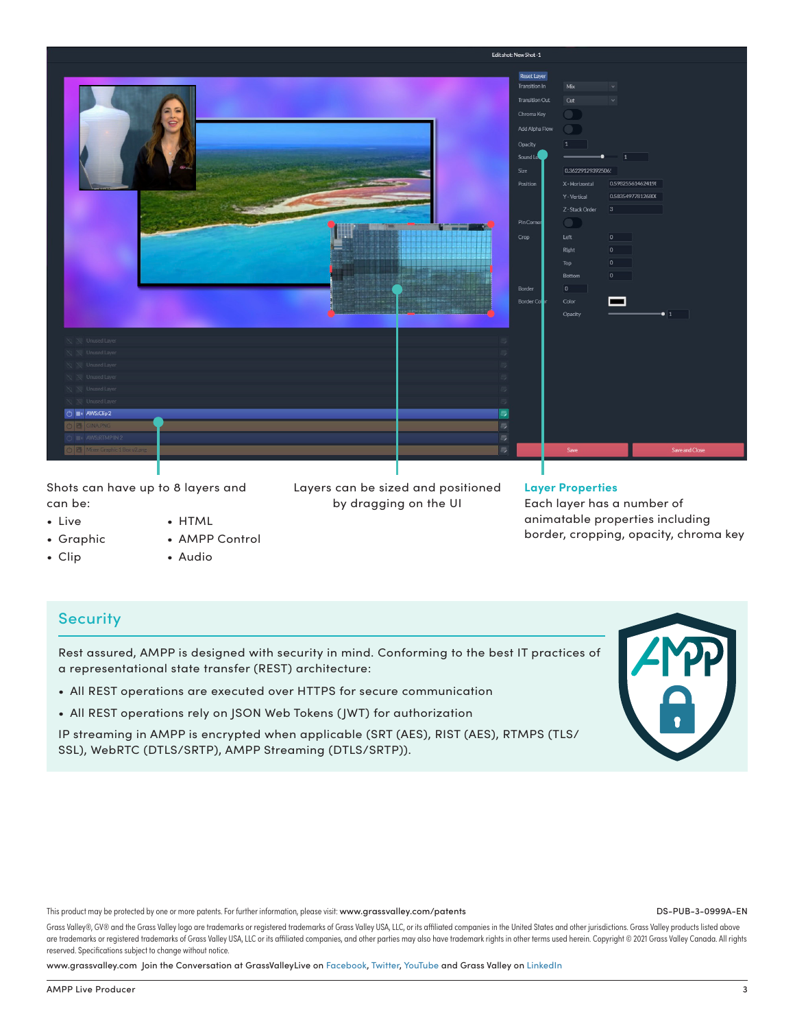Shots can have up to 8 layers and can be:

- Live
- Graphic
- Clip
- HTML
- AMPP Control
- Audio

Layers can be sized and positioned by dragging on the UI

**Layer Properties**
Each layer has a number of animatable properties including border, cropping, opacity, chroma key

## Security

Rest assured, AMPP is designed with security in mind. Conforming to the best IT practices of a representational state transfer (REST) architecture:

- All REST operations are executed over HTTPS for secure communication
- All REST operations rely on JSON Web Tokens (JWT) for authorization

IP streaming in AMPP is encrypted when applicable (SRT (AES), RIST (AES), RTMPS (TLS/SSL), WebRTC (DTLS/SRTP), AMPP Streaming (DTLS/SRTP)).

This product may be protected by one or more patents. For further information, please visit: www.grassvalley.com/patents

DS-PUB-3-0999A-EN

Grass Valley®, GV® and the Grass Valley logo are trademarks or registered trademarks of Grass Valley USA, LLC, or its affiliated companies in the United States and other jurisdictions. Grass Valley products listed above are trademarks or registered trademarks of Grass Valley USA, LLC or its affiliated companies, and other parties may also have trademark rights in other terms used herein. Copyright © 2021 Grass Valley Canada. All rights reserved. Specifications subject to change without notice.

www.grassvalley.com Join the Conversation at GrassValleyLive on Facebook, Twitter, YouTube and Grass Valley on LinkedIn